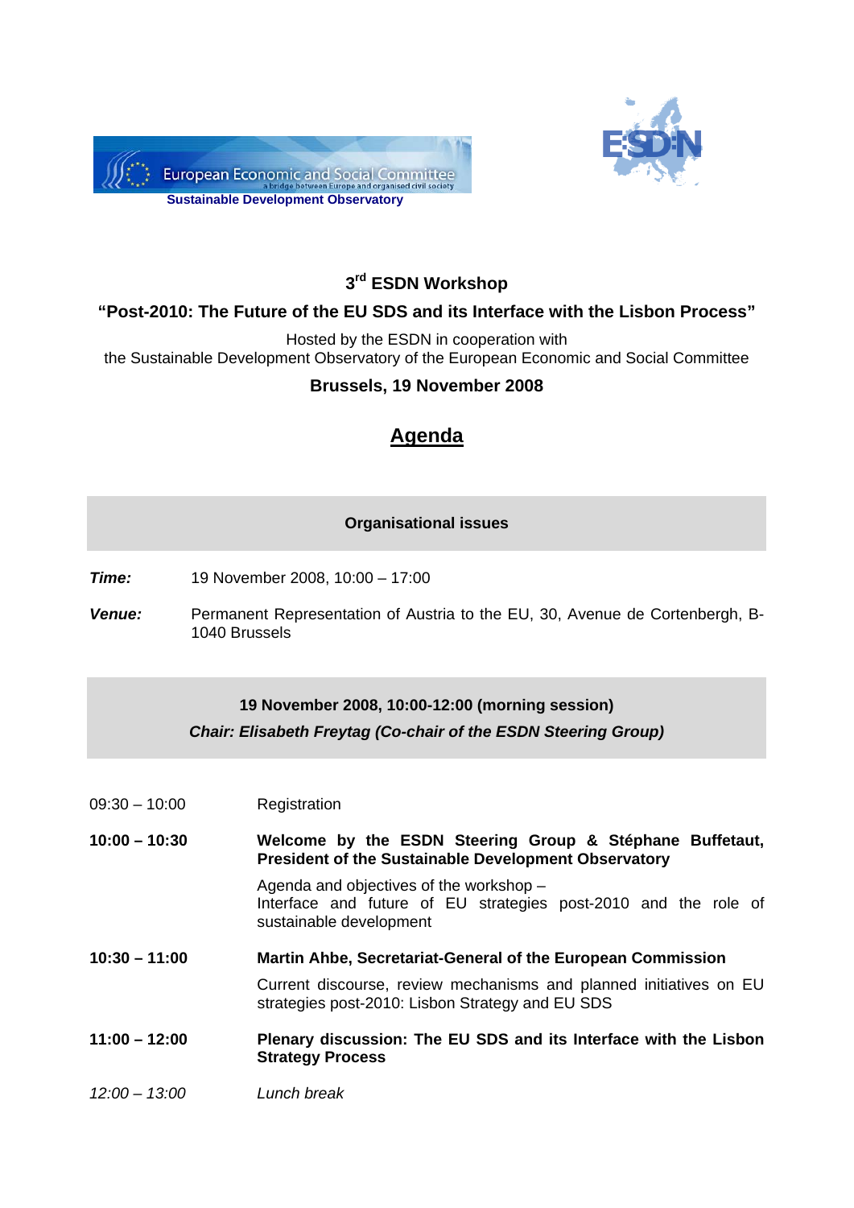European Economic and Social Committee
a bridge between Europe and organised civil society
**Sustainable Development Observatory**

ESDN

## 3rd ESDN Workshop

### "Post-2010: The Future of the EU SDS and its Interface with the Lisbon Process"

Hosted by the ESDN in cooperation with
the Sustainable Development Observatory of the European Economic and Social Committee

**Brussels, 19 November 2008**

## Agenda

**Organisational issues**

***Time:*** 19 November 2008, 10:00 – 17:00

***Venue:*** Permanent Representation of Austria to the EU, 30, Avenue de Cortenbergh, B-1040 Brussels

**19 November 2008, 10:00-12:00 (morning session)**

***Chair: Elisabeth Freytag (Co-chair of the ESDN Steering Group)***

| | |
|---|---|
| 09:30 – 10:00 | Registration |
| **10:00 – 10:30** | **Welcome by the ESDN Steering Group & Stéphane Buffetaut, President of the Sustainable Development Observatory**<br>Agenda and objectives of the workshop –<br>Interface and future of EU strategies post-2010 and the role of sustainable development |
| **10:30 – 11:00** | **Martin Ahbe, Secretariat-General of the European Commission**<br>Current discourse, review mechanisms and planned initiatives on EU strategies post-2010: Lisbon Strategy and EU SDS |
| **11:00 – 12:00** | **Plenary discussion: The EU SDS and its Interface with the Lisbon Strategy Process** |
| *12:00 – 13:00* | *Lunch break* |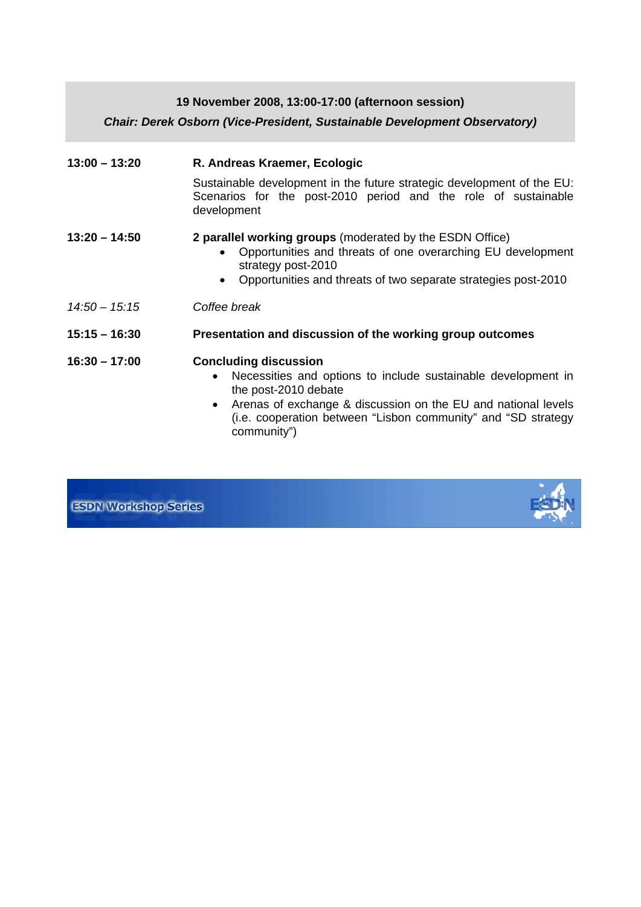**19 November 2008, 13:00-17:00 (afternoon session)**

***Chair: Derek Osborn (Vice-President, Sustainable Development Observatory)***

**13:00 – 13:20** **R. Andreas Kraemer, Ecologic**

Sustainable development in the future strategic development of the EU: Scenarios for the post-2010 period and the role of sustainable development

**13:20 – 14:50** **2 parallel working groups** (moderated by the ESDN Office)

- Opportunities and threats of one overarching EU development strategy post-2010
- Opportunities and threats of two separate strategies post-2010

*14:50 – 15:15* *Coffee break*

**15:15 – 16:30** **Presentation and discussion of the working group outcomes**

**16:30 – 17:00** **Concluding discussion**

- Necessities and options to include sustainable development in the post-2010 debate
- Arenas of exchange & discussion on the EU and national levels (i.e. cooperation between "Lisbon community" and "SD strategy community")

ESDN Workshop Series